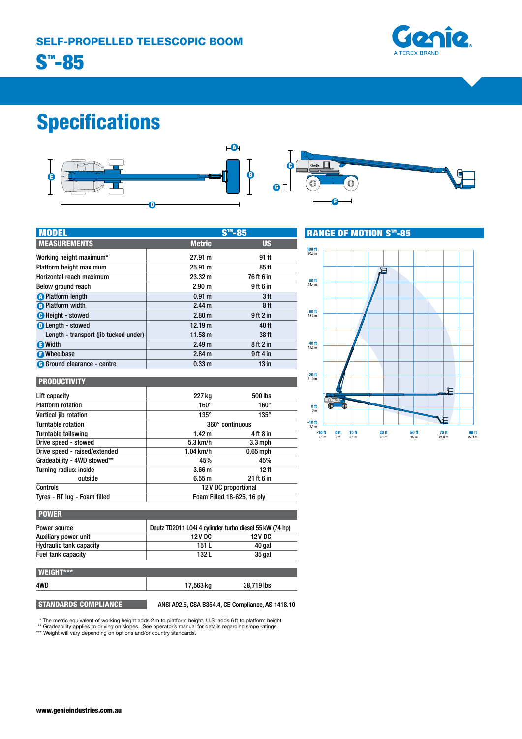## SELF-PROPELLED TELESCOPIC BOOM

# S™-85

# Specifications

| MODEL | S™-85 | |
|---|---|---|
| **MEASUREMENTS** | **Metric** | **US** |
| Working height maximum* | 27.91 m | 91 ft |
| Platform height maximum | 25.91 m | 85 ft |
| Horizontal reach maximum | 23.32 m | 76 ft 6 in |
| Below ground reach | 2.90 m | 9 ft 6 in |
| A Platform length | 0.91 m | 3 ft |
| B Platform width | 2.44 m | 8 ft |
| C Height - stowed | 2.80 m | 9 ft 2 in |
| D Length - stowed | 12.19 m | 40 ft |
| Length - transport (jib tucked under) | 11.58 m | 38 ft |
| E Width | 2.49 m | 8 ft 2 in |
| F Wheelbase | 2.84 m | 9 ft 4 in |
| G Ground clearance - centre | 0.33 m | 13 in |

| PRODUCTIVITY | | |
|---|---|---|
| Lift capacity | 227 kg | 500 lbs |
| Platform rotation | 160° | 160° |
| Vertical jib rotation | 135° | 135° |
| Turntable rotation | 360° continuous | |
| Turntable tailswing | 1.42 m | 4 ft 8 in |
| Drive speed - stowed | 5.3 km/h | 3.3 mph |
| Drive speed - raised/extended | 1.04 km/h | 0.65 mph |
| Gradeability - 4WD stowed** | 45% | 45% |
| Turning radius: inside | 3.66 m | 12 ft |
| outside | 6.55 m | 21 ft 6 in |
| Controls | 12 V DC proportional | |
| Tyres - RT lug - Foam filled | Foam Filled 18-625, 16 ply | |

| POWER | | |
|---|---|---|
| Power source | Deutz TD2011 L04i 4 cylinder turbo diesel 55 kW (74 hp) | |
| Auxiliary power unit | 12 V DC | 12 V DC |
| Hydraulic tank capacity | 151 L | 40 gal |
| Fuel tank capacity | 132 L | 35 gal |

| WEIGHT*** | | |
|---|---|---|
| 4WD | 17,563 kg | 38,719 lbs |

| STANDARDS COMPLIANCE | ANSI A92.5, CSA B354.4, CE Compliance, AS 1418.10 |
|---|---|

## RANGE OF MOTION S™-85

\* The metric equivalent of working height adds 2 m to platform height. U.S. adds 6 ft to platform height.
\** Gradeability applies to driving on slopes. See operator's manual for details regarding slope ratings.
\*** Weight will vary depending on options and/or country standards.

www.genieindustries.com.au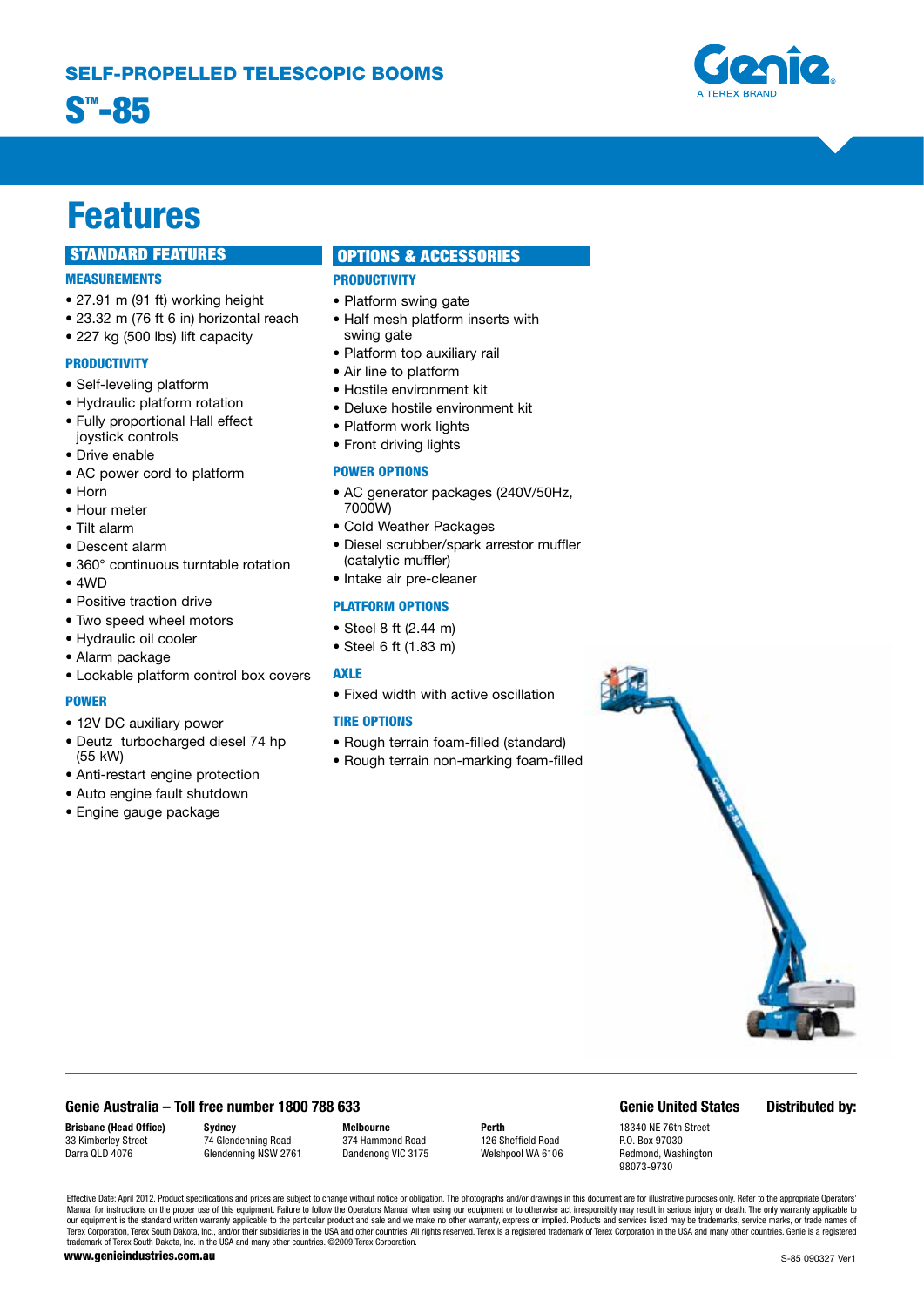## SELF-PROPELLED TELESCOPIC BOOMS

# S™-85

# Features

## STANDARD FEATURES

### MEASUREMENTS

- 27.91 m (91 ft) working height
- 23.32 m (76 ft 6 in) horizontal reach
- 227 kg (500 lbs) lift capacity

### PRODUCTIVITY

- Self-leveling platform
- Hydraulic platform rotation
- Fully proportional Hall effect joystick controls
- Drive enable
- AC power cord to platform
- Horn
- Hour meter
- Tilt alarm
- Descent alarm
- 360° continuous turntable rotation
- 4WD
- Positive traction drive
- Two speed wheel motors
- Hydraulic oil cooler
- Alarm package
- Lockable platform control box covers

### POWER

- 12V DC auxiliary power
- Deutz turbocharged diesel 74 hp (55 kW)
- Anti-restart engine protection
- Auto engine fault shutdown
- Engine gauge package

## OPTIONS & ACCESSORIES

### PRODUCTIVITY

- Platform swing gate
- Half mesh platform inserts with swing gate
- Platform top auxiliary rail
- Air line to platform
- Hostile environment kit
- Deluxe hostile environment kit
- Platform work lights
- Front driving lights

### POWER OPTIONS

- AC generator packages (240V/50Hz, 7000W)
- Cold Weather Packages
- Diesel scrubber/spark arrestor muffler (catalytic muffler)
- Intake air pre-cleaner

### PLATFORM OPTIONS

- Steel 8 ft (2.44 m)
- Steel 6 ft (1.83 m)

### AXLE

- Fixed width with active oscillation

### TIRE OPTIONS

- Rough terrain foam-filled (standard)
- Rough terrain non-marking foam-filled

---

**Genie Australia – Toll free number 1800 788 633**

**Brisbane (Head Office)**
33 Kimberley Street
Darra QLD 4076

**Sydney**
74 Glendenning Road
Glendenning NSW 2761

**Melbourne**
374 Hammond Road
Dandenong VIC 3175

**Perth**
126 Sheffield Road
Welshpool WA 6106

**Genie United States**
18340 NE 76th Street
P.O. Box 97030
Redmond, Washington
98073-9730

**Distributed by:**

Effective Date: April 2012. Product specifications and prices are subject to change without notice or obligation. The photographs and/or drawings in this document are for illustrative purposes only. Refer to the appropriate Operators' Manual for instructions on the proper use of this equipment. Failure to follow the Operators Manual when using our equipment or to otherwise act irresponsibly may result in serious injury or death. The only warranty applicable to our equipment is the standard written warranty applicable to the particular product and sale and we make no other warranty, express or implied. Products and services listed may be trademarks, service marks, or trade names of Terex Corporation, Terex South Dakota, Inc., and/or their subsidiaries in the USA and other countries. All rights reserved. Terex is a registered trademark of Terex Corporation in the USA and many other countries. Genie is a registered trademark of Terex South Dakota, Inc. in the USA and many other countries. ©2009 Terex Corporation.

**www.genieindustries.com.au**

S-85 090327 Ver1